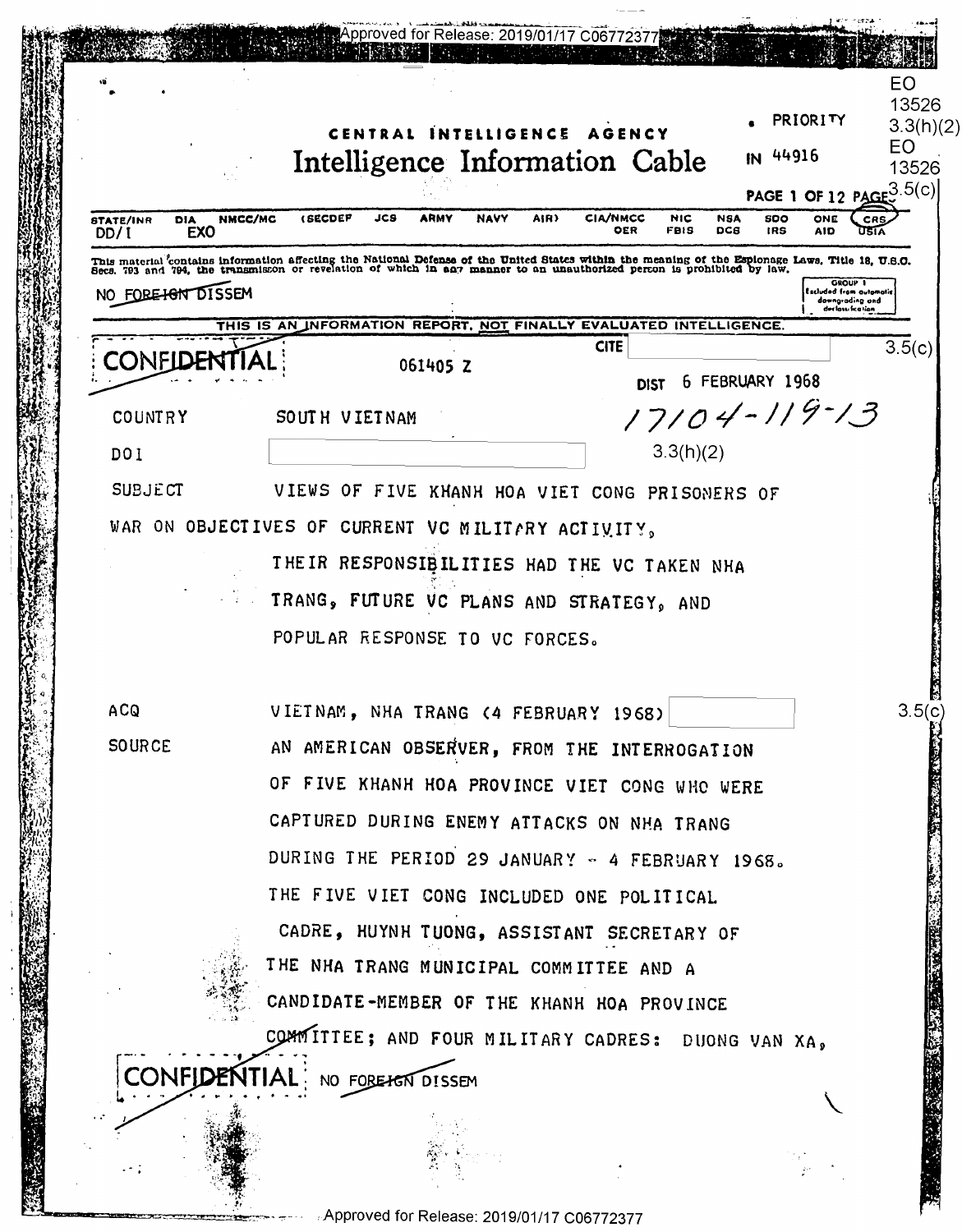Approved for Release: 2019/01/17 C06772377

EO 13526 3.3(h)(2)
EO 13526 3.5(c)

CENTRAL INTELLIGENCE AGENCY

# Intelligence Information Cable

• PRIORITY

IN 44916

PAGE 1 OF 12 PAGES

STATE/INR DD/I | DIA EXO | NMCC/MC | (SECDEF | JCS | ARMY | NAVY | AIR) | CIA/NMCC OER | NIC FBIS | NSA DCS | SDO IRS | ONE AID | CRS USIA

This material contains information affecting the National Defense of the United States within the meaning of the Espionage Laws, Title 18, U.S.C. Secs. 793 and 794, the transmisson or revelation of which in any manner to an unauthorized person is prohibited by law.

NO FOREIGN DISSEM

GROUP 1 Excluded from automatic downgrading and declassification

THIS IS AN INFORMATION REPORT, NOT FINALLY EVALUATED INTELLIGENCE.

CONFIDENTIAL 061405 Z

CITE [redacted] 3.5(c)

DIST 6 FEBRUARY 1968

17104-119-13

COUNTRY SOUTH VIETNAM

DOI [redacted] 3.3(h)(2)

SUBJECT VIEWS OF FIVE KHANH HOA VIET CONG PRISONERS OF WAR ON OBJECTIVES OF CURRENT VC MILITARY ACTIVITY, THEIR RESPONSIBILITIES HAD THE VC TAKEN NHA TRANG, FUTURE VC PLANS AND STRATEGY, AND POPULAR RESPONSE TO VC FORCES.

ACQ VIETNAM, NHA TRANG (4 FEBRUARY 1968) [redacted] 3.5(c)

SOURCE AN AMERICAN OBSERVER, FROM THE INTERROGATION OF FIVE KHANH HOA PROVINCE VIET CONG WHO WERE CAPTURED DURING ENEMY ATTACKS ON NHA TRANG DURING THE PERIOD 29 JANUARY - 4 FEBRUARY 1968. THE FIVE VIET CONG INCLUDED ONE POLITICAL CADRE, HUYNH TUONG, ASSISTANT SECRETARY OF THE NHA TRANG MUNICIPAL COMMITTEE AND A CANDIDATE-MEMBER OF THE KHANH HOA PROVINCE COMMITTEE; AND FOUR MILITARY CADRES: DUONG VAN XA,

CONFIDENTIAL NO FOREIGN DISSEM

Approved for Release: 2019/01/17 C06772377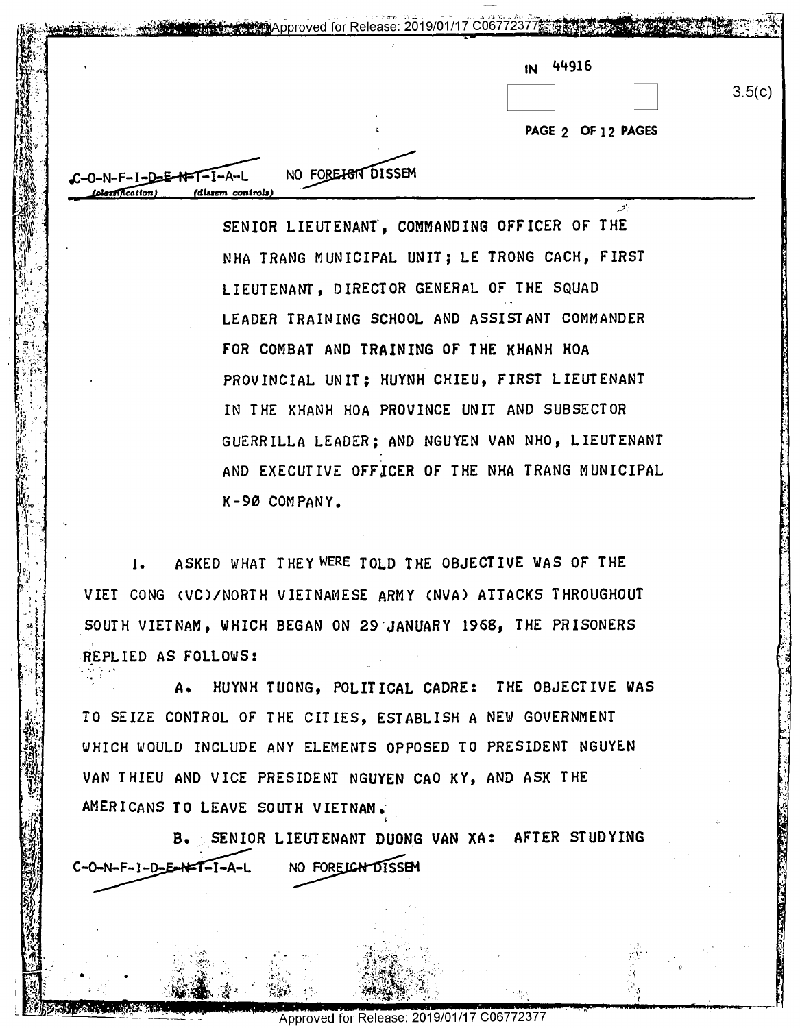IN 44916

3.5(c)

C-O-N-F-I-D-E-N-T-I-A-L NO FOREIGN DISSEM
(classification) (dissem controls)

SENIOR LIEUTENANT, COMMANDING OFFICER OF THE NHA TRANG MUNICIPAL UNIT; LE TRONG CACH, FIRST LIEUTENANT, DIRECTOR GENERAL OF THE SQUAD LEADER TRAINING SCHOOL AND ASSISTANT COMMANDER FOR COMBAT AND TRAINING OF THE KHANH HOA PROVINCIAL UNIT; HUYNH CHIEU, FIRST LIEUTENANT IN THE KHANH HOA PROVINCE UNIT AND SUBSECTOR GUERRILLA LEADER; AND NGUYEN VAN NHO, LIEUTENANT AND EXECUTIVE OFFICER OF THE NHA TRANG MUNICIPAL K-90 COMPANY.

1. ASKED WHAT THEY WERE TOLD THE OBJECTIVE WAS OF THE VIET CONG (VC)/NORTH VIETNAMESE ARMY (NVA) ATTACKS THROUGHOUT SOUTH VIETNAM, WHICH BEGAN ON 29 JANUARY 1968, THE PRISONERS REPLIED AS FOLLOWS:

A. HUYNH TUONG, POLITICAL CADRE: THE OBJECTIVE WAS TO SEIZE CONTROL OF THE CITIES, ESTABLISH A NEW GOVERNMENT WHICH WOULD INCLUDE ANY ELEMENTS OPPOSED TO PRESIDENT NGUYEN VAN THIEU AND VICE PRESIDENT NGUYEN CAO KY, AND ASK THE AMERICANS TO LEAVE SOUTH VIETNAM.

B. SENIOR LIEUTENANT DUONG VAN XA: AFTER STUDYING

C-O-N-F-I-D-E-N-T-I-A-L NO FOREIGN DISSEM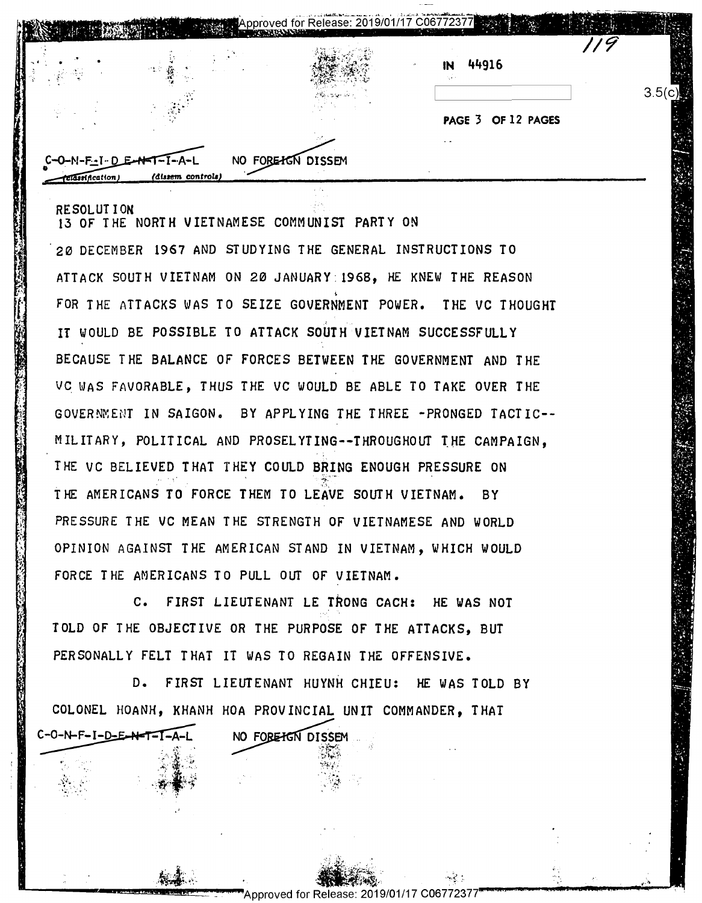IN 44916

3.5(c)

C-O-N-F-I-D-E-N-T-I-A-L NO FOREIGN DISSEM

RESOLUTION 13 OF THE NORTH VIETNAMESE COMMUNIST PARTY ON 20 DECEMBER 1967 AND STUDYING THE GENERAL INSTRUCTIONS TO ATTACK SOUTH VIETNAM ON 20 JANUARY 1968, HE KNEW THE REASON FOR THE ATTACKS WAS TO SEIZE GOVERNMENT POWER. THE VC THOUGHT IT WOULD BE POSSIBLE TO ATTACK SOUTH VIETNAM SUCCESSFULLY BECAUSE THE BALANCE OF FORCES BETWEEN THE GOVERNMENT AND THE VC WAS FAVORABLE, THUS THE VC WOULD BE ABLE TO TAKE OVER THE GOVERNMENT IN SAIGON. BY APPLYING THE THREE -PRONGED TACTIC--MILITARY, POLITICAL AND PROSELYTING--THROUGHOUT THE CAMPAIGN, THE VC BELIEVED THAT THEY COULD BRING ENOUGH PRESSURE ON THE AMERICANS TO FORCE THEM TO LEAVE SOUTH VIETNAM. BY PRESSURE THE VC MEAN THE STRENGTH OF VIETNAMESE AND WORLD OPINION AGAINST THE AMERICAN STAND IN VIETNAM, WHICH WOULD FORCE THE AMERICANS TO PULL OUT OF VIETNAM.

C. FIRST LIEUTENANT LE TRONG CACH: HE WAS NOT TOLD OF THE OBJECTIVE OR THE PURPOSE OF THE ATTACKS, BUT PERSONALLY FELT THAT IT WAS TO REGAIN THE OFFENSIVE.

D. FIRST LIEUTENANT HUYNH CHIEU: HE WAS TOLD BY COLONEL HOANH, KHANH HOA PROVINCIAL UNIT COMMANDER, THAT

C-O-N-F-I-D-E-N-T-I-A-L NO FOREIGN DISSEM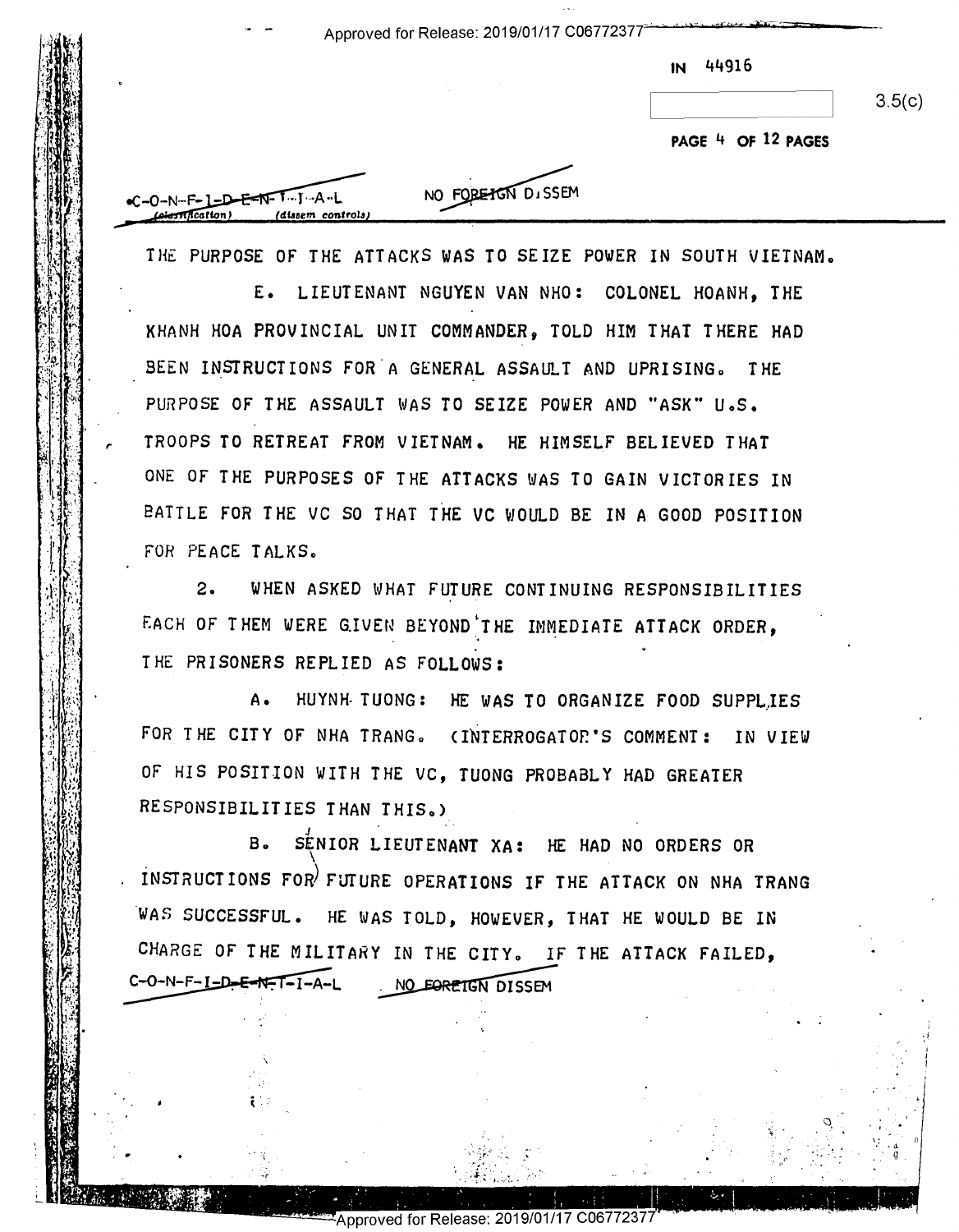THE PURPOSE OF THE ATTACKS WAS TO SEIZE POWER IN SOUTH VIETNAM.

E. LIEUTENANT NGUYEN VAN NHO: COLONEL HOANH, THE KHANH HOA PROVINCIAL UNIT COMMANDER, TOLD HIM THAT THERE HAD BEEN INSTRUCTIONS FOR A GENERAL ASSAULT AND UPRISING. THE PURPOSE OF THE ASSAULT WAS TO SEIZE POWER AND "ASK" U.S. TROOPS TO RETREAT FROM VIETNAM. HE HIMSELF BELIEVED THAT ONE OF THE PURPOSES OF THE ATTACKS WAS TO GAIN VICTORIES IN BATTLE FOR THE VC SO THAT THE VC WOULD BE IN A GOOD POSITION FOR PEACE TALKS.

2. WHEN ASKED WHAT FUTURE CONTINUING RESPONSIBILITIES EACH OF THEM WERE GIVEN BEYOND THE IMMEDIATE ATTACK ORDER, THE PRISONERS REPLIED AS FOLLOWS:

A. HUYNH TUONG: HE WAS TO ORGANIZE FOOD SUPPLIES FOR THE CITY OF NHA TRANG. (INTERROGATOR'S COMMENT: IN VIEW OF HIS POSITION WITH THE VC, TUONG PROBABLY HAD GREATER RESPONSIBILITIES THAN THIS.)

B. SENIOR LIEUTENANT XA: HE HAD NO ORDERS OR INSTRUCTIONS FOR FUTURE OPERATIONS IF THE ATTACK ON NHA TRANG WAS SUCCESSFUL. HE WAS TOLD, HOWEVER, THAT HE WOULD BE IN CHARGE OF THE MILITARY IN THE CITY. IF THE ATTACK FAILED,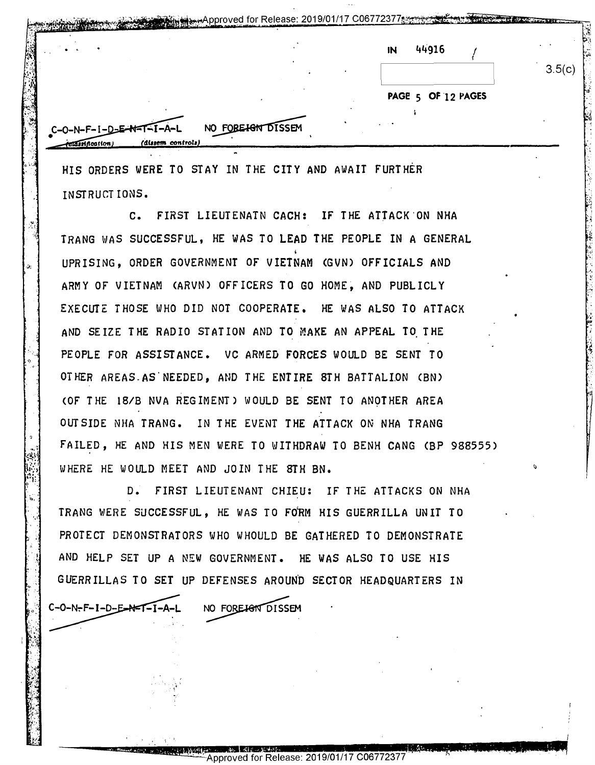IN 44916

3.5(c)

C-O-N-F-I-D-E-N-T-I-A-L NO FOREIGN DISSEM

HIS ORDERS WERE TO STAY IN THE CITY AND AWAIT FURTHER INSTRUCTIONS.

C. FIRST LIEUTENATN CACH: IF THE ATTACK ON NHA TRANG WAS SUCCESSFUL, HE WAS TO LEAD THE PEOPLE IN A GENERAL UPRISING, ORDER GOVERNMENT OF VIETNAM (GVN) OFFICIALS AND ARMY OF VIETNAM (ARVN) OFFICERS TO GO HOME, AND PUBLICLY EXECUTE THOSE WHO DID NOT COOPERATE. HE WAS ALSO TO ATTACK AND SEIZE THE RADIO STATION AND TO MAKE AN APPEAL TO THE PEOPLE FOR ASSISTANCE. VC ARMED FORCES WOULD BE SENT TO OTHER AREAS AS NEEDED, AND THE ENTIRE 8TH BATTALION (BN) (OF THE 18/B NVA REGIMENT) WOULD BE SENT TO ANOTHER AREA OUTSIDE NHA TRANG. IN THE EVENT THE ATTACK ON NHA TRANG FAILED, HE AND HIS MEN WERE TO WITHDRAW TO BENH CANG (BP 988555) WHERE HE WOULD MEET AND JOIN THE 8TH BN.

D. FIRST LIEUTENANT CHIEU: IF THE ATTACKS ON NHA TRANG WERE SUCCESSFUL, HE WAS TO FORM HIS GUERRILLA UNIT TO PROTECT DEMONSTRATORS WHO WHOULD BE GATHERED TO DEMONSTRATE AND HELP SET UP A NEW GOVERNMENT. HE WAS ALSO TO USE HIS GUERRILLAS TO SET UP DEFENSES AROUND SECTOR HEADQUARTERS IN

C-O-N-F-I-D-E-N-T-I-A-L NO FOREIGN DISSEM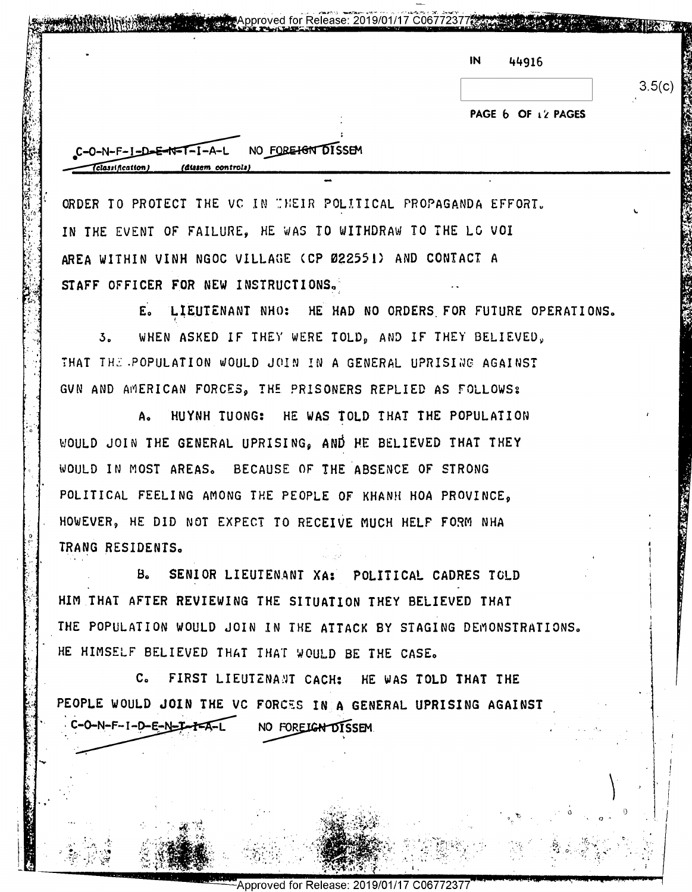IN 44916

3.5(c)

C-O-N-F-I-D-E-N-T-I-A-L NO FOREIGN DISSEM
(classification) (dissem controls)

ORDER TO PROTECT THE VC IN THEIR POLITICAL PROPAGANDA EFFORT. IN THE EVENT OF FAILURE, HE WAS TO WITHDRAW TO THE LC VOI AREA WITHIN VINH NGOC VILLAGE (CP 022551) AND CONTACT A STAFF OFFICER FOR NEW INSTRUCTIONS.

E. LIEUTENANT NHO: HE HAD NO ORDERS FOR FUTURE OPERATIONS.

3. WHEN ASKED IF THEY WERE TOLD, AND IF THEY BELIEVED, THAT THE POPULATION WOULD JOIN IN A GENERAL UPRISING AGAINST GVN AND AMERICAN FORCES, THE PRISONERS REPLIED AS FOLLOWS:

A. HUYNH TUONG: HE WAS TOLD THAT THE POPULATION WOULD JOIN THE GENERAL UPRISING, AND HE BELIEVED THAT THEY WOULD IN MOST AREAS. BECAUSE OF THE ABSENCE OF STRONG POLITICAL FEELING AMONG THE PEOPLE OF KHANH HOA PROVINCE, HOWEVER, HE DID NOT EXPECT TO RECEIVE MUCH HELP FORM NHA TRANG RESIDENTS.

B. SENIOR LIEUTENANT XA: POLITICAL CADRES TOLD HIM THAT AFTER REVIEWING THE SITUATION THEY BELIEVED THAT THE POPULATION WOULD JOIN IN THE ATTACK BY STAGING DEMONSTRATIONS. HE HIMSELF BELIEVED THAT THAT WOULD BE THE CASE.

C. FIRST LIEUTENANT CACH: HE WAS TOLD THAT THE PEOPLE WOULD JOIN THE VC FORCES IN A GENERAL UPRISING AGAINST

C-O-N-F-I-D-E-N-T-I-A-L NO FOREIGN DISSEM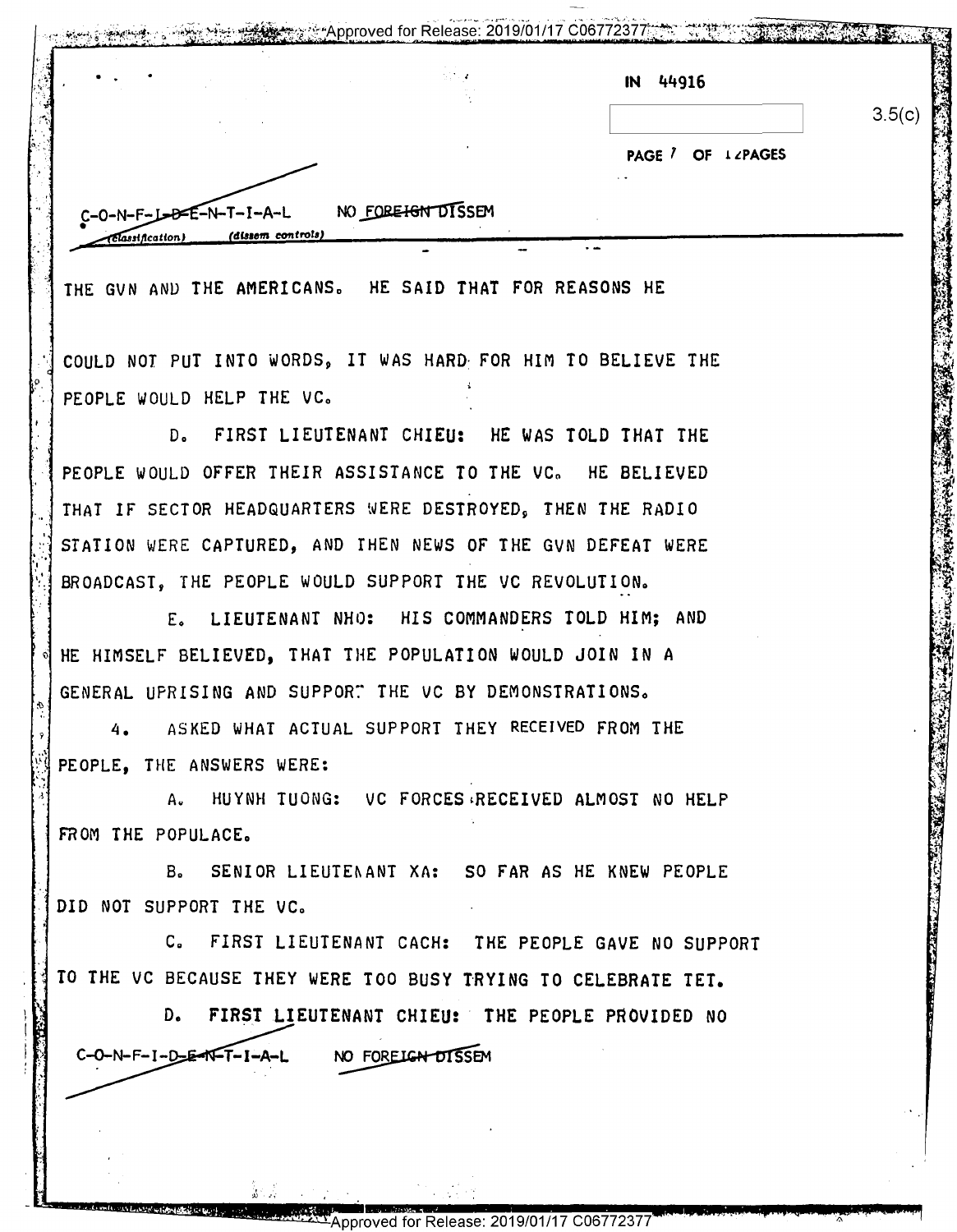THE GVN AND THE AMERICANS. HE SAID THAT FOR REASONS HE COULD NOT PUT INTO WORDS, IT WAS HARD FOR HIM TO BELIEVE THE PEOPLE WOULD HELP THE VC.

D. FIRST LIEUTENANT CHIEU: HE WAS TOLD THAT THE PEOPLE WOULD OFFER THEIR ASSISTANCE TO THE VC. HE BELIEVED THAT IF SECTOR HEADQUARTERS WERE DESTROYED, THEN THE RADIO STATION WERE CAPTURED, AND THEN NEWS OF THE GVN DEFEAT WERE BROADCAST, THE PEOPLE WOULD SUPPORT THE VC REVOLUTION.

E. LIEUTENANT NHO: HIS COMMANDERS TOLD HIM; AND HE HIMSELF BELIEVED, THAT THE POPULATION WOULD JOIN IN A GENERAL UPRISING AND SUPPORT THE VC BY DEMONSTRATIONS.

4. ASKED WHAT ACTUAL SUPPORT THEY RECEIVED FROM THE PEOPLE, THE ANSWERS WERE:

A. HUYNH TUONG: VC FORCES RECEIVED ALMOST NO HELP FROM THE POPULACE.

B. SENIOR LIEUTENANT XA: SO FAR AS HE KNEW PEOPLE DID NOT SUPPORT THE VC.

C. FIRST LIEUTENANT CACH: THE PEOPLE GAVE NO SUPPORT TO THE VC BECAUSE THEY WERE TOO BUSY TRYING TO CELEBRATE TET.

D. FIRST LIEUTENANT CHIEU: THE PEOPLE PROVIDED NO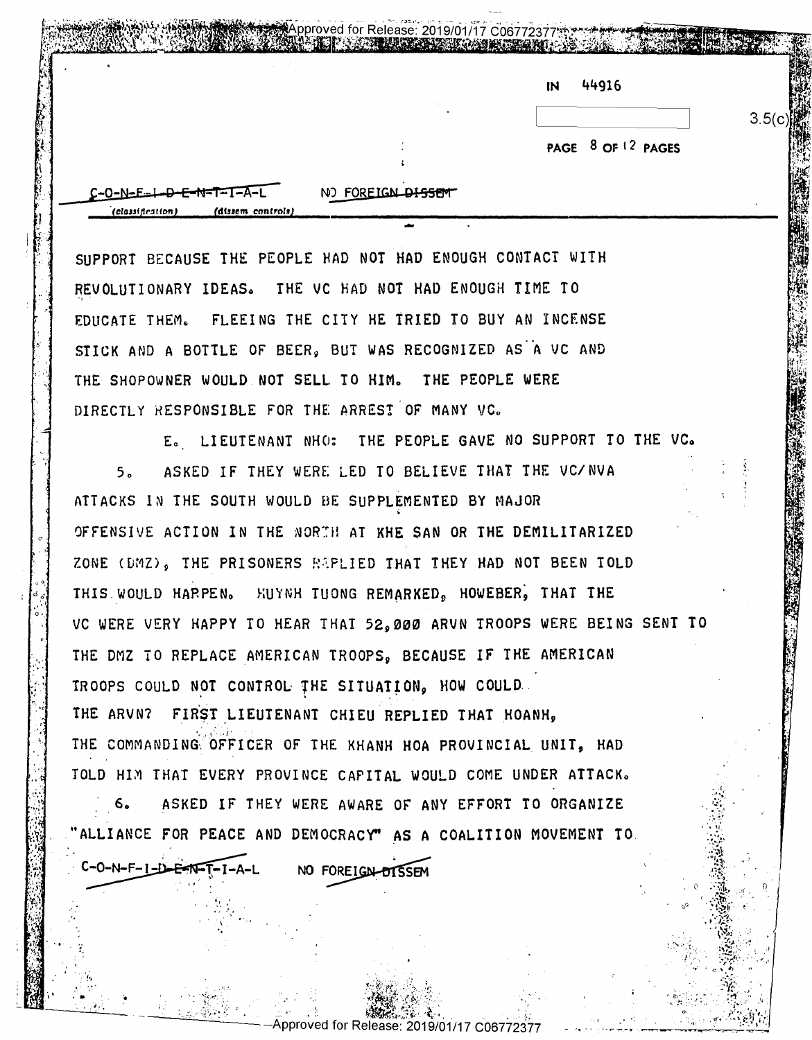IN 44916

3.5(c)

C-O-N-F-I-D-E-N-T-I-A-L NO FOREIGN DISSEM

SUPPORT BECAUSE THE PEOPLE HAD NOT HAD ENOUGH CONTACT WITH REVOLUTIONARY IDEAS. THE VC HAD NOT HAD ENOUGH TIME TO EDUCATE THEM. FLEEING THE CITY HE TRIED TO BUY AN INCENSE STICK AND A BOTTLE OF BEER, BUT WAS RECOGNIZED AS A VC AND THE SHOPOWNER WOULD NOT SELL TO HIM. THE PEOPLE WERE DIRECTLY RESPONSIBLE FOR THE ARREST OF MANY VC.

E. LIEUTENANT NHO: THE PEOPLE GAVE NO SUPPORT TO THE VC.

5. ASKED IF THEY WERE LED TO BELIEVE THAT THE VC/NVA ATTACKS IN THE SOUTH WOULD BE SUPPLEMENTED BY MAJOR OFFENSIVE ACTION IN THE NORTH AT KHE SAN OR THE DEMILITARIZED ZONE (DMZ), THE PRISONERS REPLIED THAT THEY HAD NOT BEEN TOLD THIS WOULD HAPPEN. HUYNH TUONG REMARKED, HOWEBER, THAT THE VC WERE VERY HAPPY TO HEAR THAT 52,000 ARVN TROOPS WERE BEING SENT TO THE DMZ TO REPLACE AMERICAN TROOPS, BECAUSE IF THE AMERICAN TROOPS COULD NOT CONTROL THE SITUATION, HOW COULD THE ARVN? FIRST LIEUTENANT CHIEU REPLIED THAT HOANH, THE COMMANDING OFFICER OF THE KHANH HOA PROVINCIAL UNIT, HAD TOLD HIM THAT EVERY PROVINCE CAPITAL WOULD COME UNDER ATTACK.

6. ASKED IF THEY WERE AWARE OF ANY EFFORT TO ORGANIZE "ALLIANCE FOR PEACE AND DEMOCRACY" AS A COALITION MOVEMENT TO

C-O-N-F-I-D-E-N-T-I-A-L NO FOREIGN DISSEM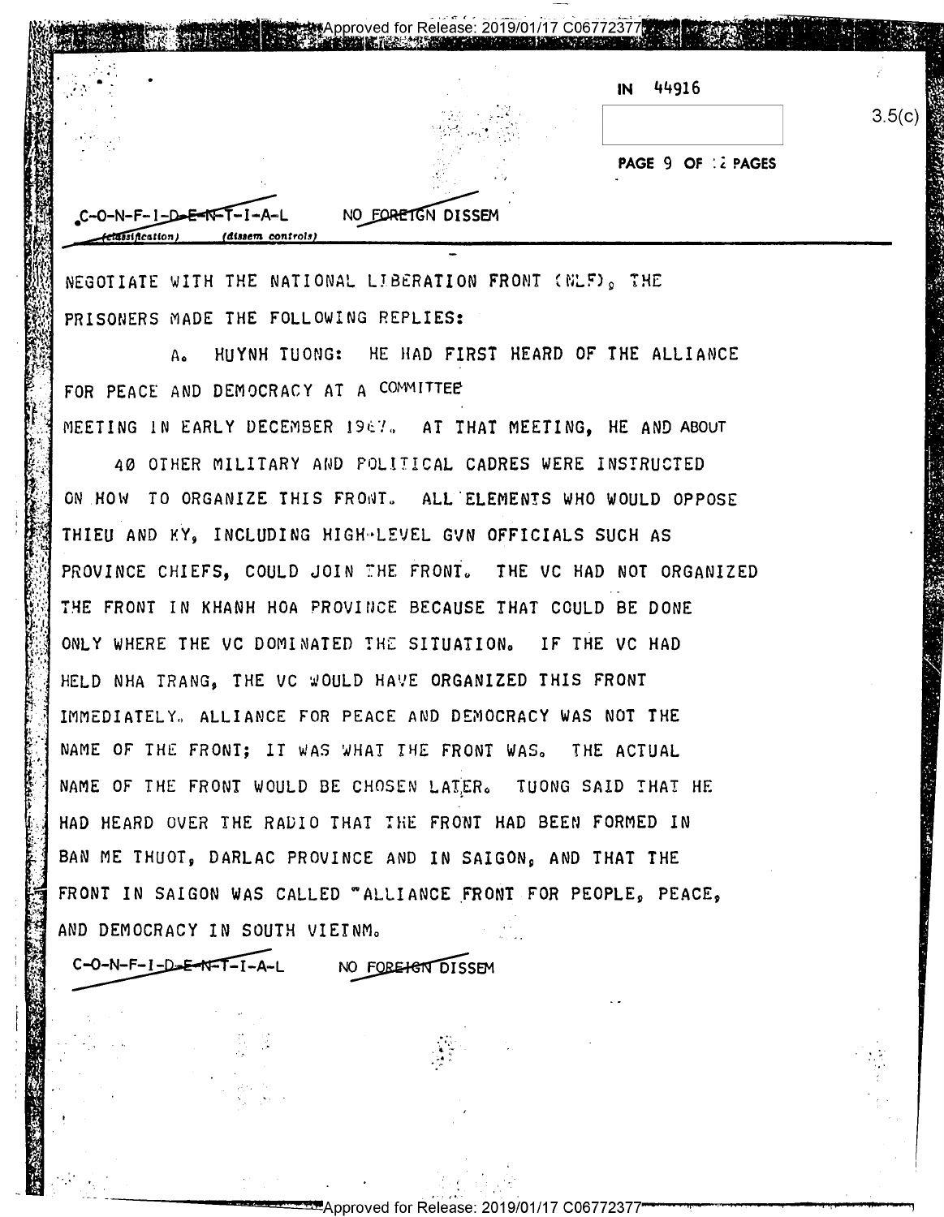IN 44916

3.5(c)

C-O-N-F-I-D-E-N-T-I-A-L NO FOREIGN DISSEM

(classification) (dissem controls)

NEGOTIATE WITH THE NATIONAL LIBERATION FRONT (NLF), THE PRISONERS MADE THE FOLLOWING REPLIES:

A. HUYNH TUONG: HE HAD FIRST HEARD OF THE ALLIANCE FOR PEACE AND DEMOCRACY AT A COMMITTEE MEETING IN EARLY DECEMBER 1967. AT THAT MEETING, HE AND ABOUT 40 OTHER MILITARY AND POLITICAL CADRES WERE INSTRUCTED ON HOW TO ORGANIZE THIS FRONT. ALL ELEMENTS WHO WOULD OPPOSE THIEU AND KY, INCLUDING HIGH-LEVEL GVN OFFICIALS SUCH AS PROVINCE CHIEFS, COULD JOIN THE FRONT. THE VC HAD NOT ORGANIZED THE FRONT IN KHANH HOA PROVINCE BECAUSE THAT COULD BE DONE ONLY WHERE THE VC DOMINATED THE SITUATION. IF THE VC HAD HELD NHA TRANG, THE VC WOULD HAVE ORGANIZED THIS FRONT IMMEDIATELY. ALLIANCE FOR PEACE AND DEMOCRACY WAS NOT THE NAME OF THE FRONT; IT WAS WHAT THE FRONT WAS. THE ACTUAL NAME OF THE FRONT WOULD BE CHOSEN LATER. TUONG SAID THAT HE HAD HEARD OVER THE RADIO THAT THE FRONT HAD BEEN FORMED IN BAN ME THUOT, DARLAC PROVINCE AND IN SAIGON, AND THAT THE FRONT IN SAIGON WAS CALLED "ALLIANCE FRONT FOR PEOPLE, PEACE, AND DEMOCRACY IN SOUTH VIETNM.

C-O-N-F-I-D-E-N-T-I-A-L NO FOREIGN DISSEM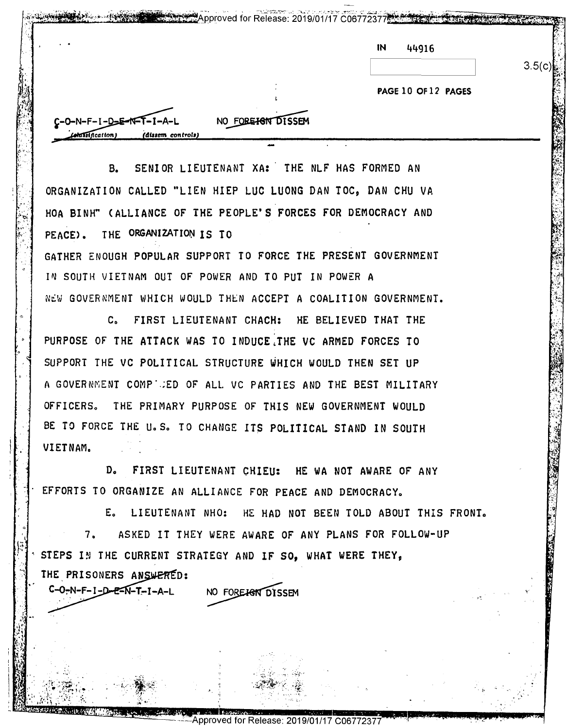IN 44916

3.5(c)

C-O-N-F-I-D-E-N-T-I-A-L NO FOREIGN DISSEM

B. SENIOR LIEUTENANT XA: THE NLF HAS FORMED AN ORGANIZATION CALLED "LIEN HIEP LUC LUONG DAN TOC, DAN CHU VA HOA BINH" (ALLIANCE OF THE PEOPLE'S FORCES FOR DEMOCRACY AND PEACE). THE ORGANIZATION IS TO GATHER ENOUGH POPULAR SUPPORT TO FORCE THE PRESENT GOVERNMENT IN SOUTH VIETNAM OUT OF POWER AND TO PUT IN POWER A NEW GOVERNMENT WHICH WOULD THEN ACCEPT A COALITION GOVERNMENT.

C. FIRST LIEUTENANT CHACH: HE BELIEVED THAT THE PURPOSE OF THE ATTACK WAS TO INDUCE THE VC ARMED FORCES TO SUPPORT THE VC POLITICAL STRUCTURE WHICH WOULD THEN SET UP A GOVERNMENT COMP..ED OF ALL VC PARTIES AND THE BEST MILITARY OFFICERS. THE PRIMARY PURPOSE OF THIS NEW GOVERNMENT WOULD BE TO FORCE THE U.S. TO CHANGE ITS POLITICAL STAND IN SOUTH VIETNAM.

D. FIRST LIEUTENANT CHIEU: HE WA NOT AWARE OF ANY EFFORTS TO ORGANIZE AN ALLIANCE FOR PEACE AND DEMOCRACY.

E. LIEUTENANT NHO: HE HAD NOT BEEN TOLD ABOUT THIS FRONT.

7. ASKED IT THEY WERE AWARE OF ANY PLANS FOR FOLLOW-UP STEPS IN THE CURRENT STRATEGY AND IF SO, WHAT WERE THEY, THE PRISONERS ANSWERED:

C-O-N-F-I-D-E-N-T-I-A-L NO FOREIGN DISSEM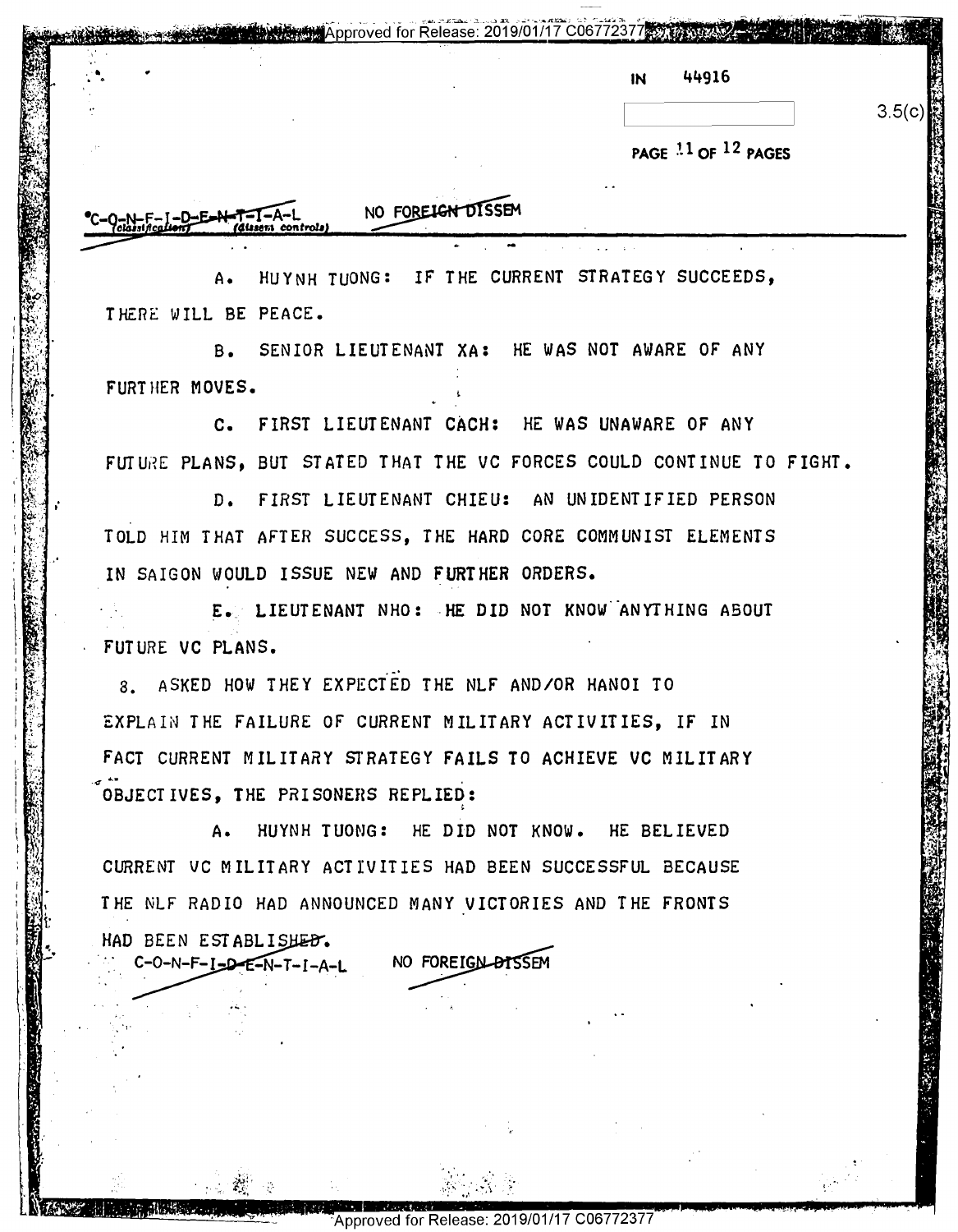IN 44916

3.5(c)

C-O-N-F-I-D-E-N-T-I-A-L NO FOREIGN DISSEM

A. HUYNH TUONG: IF THE CURRENT STRATEGY SUCCEEDS, THERE WILL BE PEACE.

B. SENIOR LIEUTENANT XA: HE WAS NOT AWARE OF ANY FURTHER MOVES.

C. FIRST LIEUTENANT CACH: HE WAS UNAWARE OF ANY FUTURE PLANS, BUT STATED THAT THE VC FORCES COULD CONTINUE TO FIGHT.

D. FIRST LIEUTENANT CHIEU: AN UNIDENTIFIED PERSON TOLD HIM THAT AFTER SUCCESS, THE HARD CORE COMMUNIST ELEMENTS IN SAIGON WOULD ISSUE NEW AND FURTHER ORDERS.

E. LIEUTENANT NHO: HE DID NOT KNOW ANYTHING ABOUT FUTURE VC PLANS.

8. ASKED HOW THEY EXPECTED THE NLF AND/OR HANOI TO EXPLAIN THE FAILURE OF CURRENT MILITARY ACTIVITIES, IF IN FACT CURRENT MILITARY STRATEGY FAILS TO ACHIEVE VC MILITARY OBJECTIVES, THE PRISONERS REPLIED:

A. HUYNH TUONG: HE DID NOT KNOW. HE BELIEVED CURRENT VC MILITARY ACTIVITIES HAD BEEN SUCCESSFUL BECAUSE THE NLF RADIO HAD ANNOUNCED MANY VICTORIES AND THE FRONTS HAD BEEN ESTABLISHED.

C-O-N-F-I-D-E-N-T-I-A-L NO FOREIGN DISSEM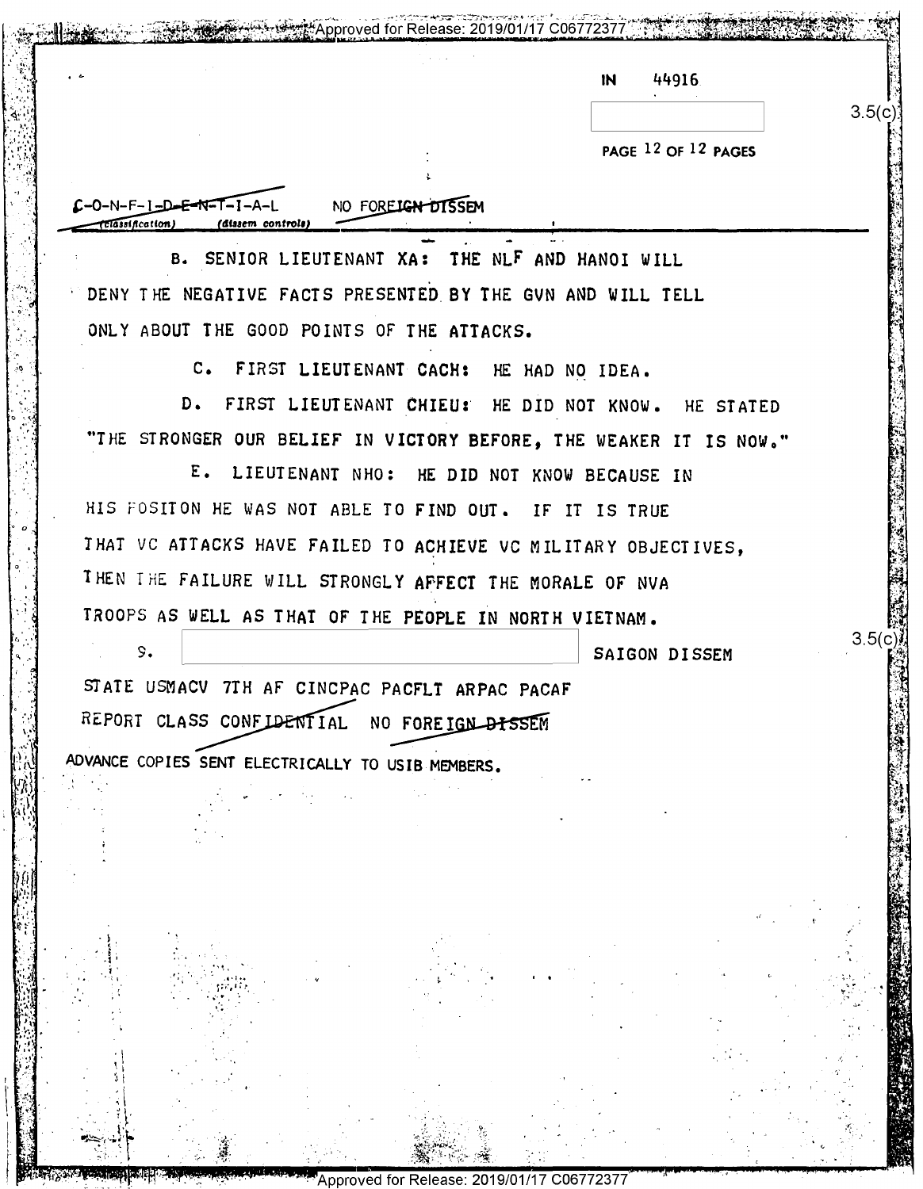IN 44916

C-O-N-F-I-D-E-N-T-I-A-L NO FOREIGN DISSEM

(classification) (dissem controls)

B. SENIOR LIEUTENANT XA: THE NLF AND HANOI WILL DENY THE NEGATIVE FACTS PRESENTED BY THE GVN AND WILL TELL ONLY ABOUT THE GOOD POINTS OF THE ATTACKS.

C. FIRST LIEUTENANT CACH: HE HAD NO IDEA.

D. FIRST LIEUTENANT CHIEU: HE DID NOT KNOW. HE STATED "THE STRONGER OUR BELIEF IN VICTORY BEFORE, THE WEAKER IT IS NOW."

E. LIEUTENANT NHO: HE DID NOT KNOW BECAUSE IN HIS POSITON HE WAS NOT ABLE TO FIND OUT. IF IT IS TRUE THAT VC ATTACKS HAVE FAILED TO ACHIEVE VC MILITARY OBJECTIVES, THEN THE FAILURE WILL STRONGLY AFFECT THE MORALE OF NVA TROOPS AS WELL AS THAT OF THE PEOPLE IN NORTH VIETNAM.

9. [3.5(c)] SAIGON DISSEM

STATE USMACV 7TH AF CINCPAC PACFLT ARPAC PACAF

REPORT CLASS CONFIDENTIAL NO FOREIGN DISSEM

ADVANCE COPIES SENT ELECTRICALLY TO USIB MEMBERS.